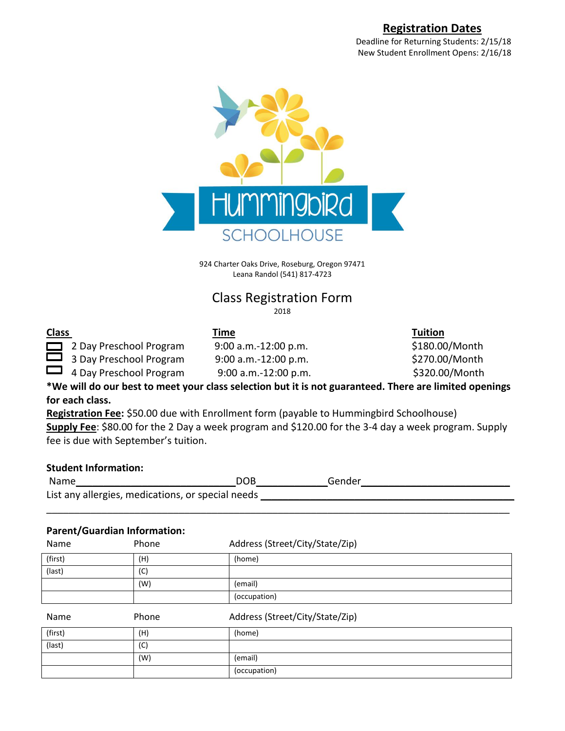## Registration Dates

Deadline for Returning Students: 2/15/18
New Student Enrollment Opens: 2/16/18

Hummingbird SCHOOLHOUSE

924 Charter Oaks Drive, Roseburg, Oregon 97471
Leana Randol (541) 817-4723

# Class Registration Form

2018

| Class | Time | Tuition |
|---|---|---|
| ☐ 2 Day Preschool Program | 9:00 a.m.-12:00 p.m. | $180.00/Month |
| ☐ 3 Day Preschool Program | 9:00 a.m.-12:00 p.m. | $270.00/Month |
| ☐ 4 Day Preschool Program | 9:00 a.m.-12:00 p.m. | $320.00/Month |

**\*We will do our best to meet your class selection but it is not guaranteed. There are limited openings for each class.**

**Registration Fee:** $50.00 due with Enrollment form (payable to Hummingbird Schoolhouse)

**Supply Fee**: $80.00 for the 2 Day a week program and $120.00 for the 3-4 day a week program. Supply fee is due with September's tuition.

**Student Information:**

Name______________________________ DOB_____________ Gender___________________________

List any allergies, medications, or special needs _______________________________________________

_____________________________________________________________________________________

**Parent/Guardian Information:**

| Name | Phone | Address (Street/City/State/Zip) |
|---|---|---|
| (first) | (H) | (home) |
| (last) | (C) | |
| | (W) | (email) |
| | | (occupation) |

| Name | Phone | Address (Street/City/State/Zip) |
|---|---|---|
| (first) | (H) | (home) |
| (last) | (C) | |
| | (W) | (email) |
| | | (occupation) |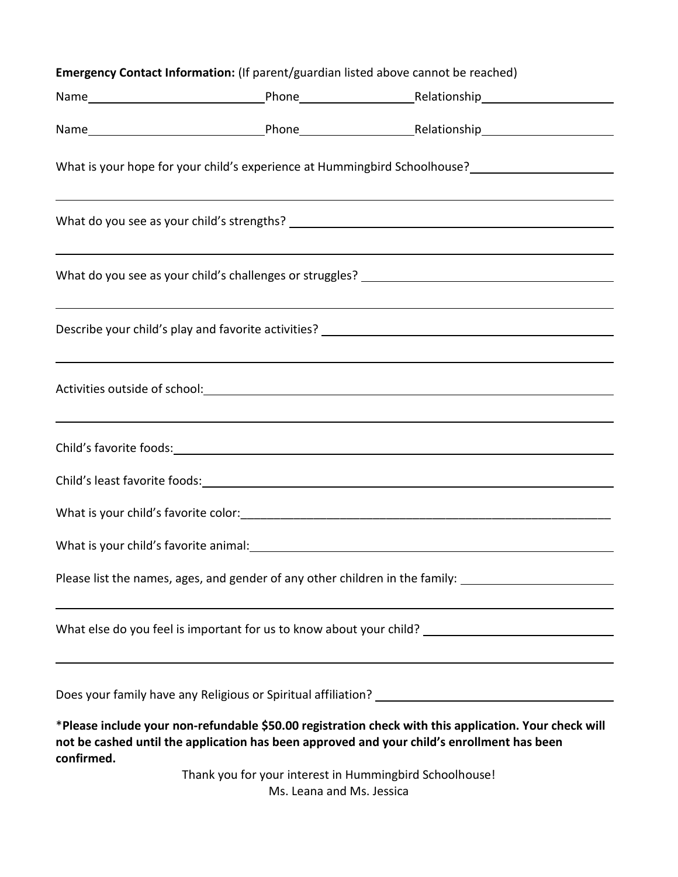**Emergency Contact Information:** (If parent/guardian listed above cannot be reached)

Name\_\_\_\_\_\_\_\_\_\_\_\_\_\_\_\_\_\_\_\_\_\_\_\_\_\_\_\_Phone\_\_\_\_\_\_\_\_\_\_\_\_\_\_\_\_\_\_\_Relationship\_\_\_\_\_\_\_\_\_\_\_\_\_\_\_\_\_\_\_\_\_

Name\_\_\_\_\_\_\_\_\_\_\_\_\_\_\_\_\_\_\_\_\_\_\_\_\_\_\_\_Phone\_\_\_\_\_\_\_\_\_\_\_\_\_\_\_\_\_\_\_Relationship\_\_\_\_\_\_\_\_\_\_\_\_\_\_\_\_\_\_\_\_\_

What is your hope for your child's experience at Hummingbird Schoolhouse?\_\_\_\_\_\_\_\_\_\_\_\_\_\_\_\_\_\_\_\_\_\_

\_\_\_\_\_\_\_\_\_\_\_\_\_\_\_\_\_\_\_\_\_\_\_\_\_\_\_\_\_\_\_\_\_\_\_\_\_\_\_\_\_\_\_\_\_\_\_\_\_\_\_\_\_\_\_\_\_\_\_\_\_\_\_\_\_\_\_\_\_\_\_\_\_\_\_\_\_\_\_\_\_\_\_\_\_\_\_\_\_\_\_

What do you see as your child's strengths? \_\_\_\_\_\_\_\_\_\_\_\_\_\_\_\_\_\_\_\_\_\_\_\_\_\_\_\_\_\_\_\_\_\_\_\_\_\_\_\_\_\_\_\_\_\_\_\_\_\_\_\_

\_\_\_\_\_\_\_\_\_\_\_\_\_\_\_\_\_\_\_\_\_\_\_\_\_\_\_\_\_\_\_\_\_\_\_\_\_\_\_\_\_\_\_\_\_\_\_\_\_\_\_\_\_\_\_\_\_\_\_\_\_\_\_\_\_\_\_\_\_\_\_\_\_\_\_\_\_\_\_\_\_\_\_\_\_\_\_\_\_\_\_

What do you see as your child's challenges or struggles? \_\_\_\_\_\_\_\_\_\_\_\_\_\_\_\_\_\_\_\_\_\_\_\_\_\_\_\_\_\_\_\_\_\_\_\_\_\_\_\_

\_\_\_\_\_\_\_\_\_\_\_\_\_\_\_\_\_\_\_\_\_\_\_\_\_\_\_\_\_\_\_\_\_\_\_\_\_\_\_\_\_\_\_\_\_\_\_\_\_\_\_\_\_\_\_\_\_\_\_\_\_\_\_\_\_\_\_\_\_\_\_\_\_\_\_\_\_\_\_\_\_\_\_\_\_\_\_\_\_\_\_

Describe your child's play and favorite activities? \_\_\_\_\_\_\_\_\_\_\_\_\_\_\_\_\_\_\_\_\_\_\_\_\_\_\_\_\_\_\_\_\_\_\_\_\_\_\_\_\_\_\_\_\_

\_\_\_\_\_\_\_\_\_\_\_\_\_\_\_\_\_\_\_\_\_\_\_\_\_\_\_\_\_\_\_\_\_\_\_\_\_\_\_\_\_\_\_\_\_\_\_\_\_\_\_\_\_\_\_\_\_\_\_\_\_\_\_\_\_\_\_\_\_\_\_\_\_\_\_\_\_\_\_\_\_\_\_\_\_\_\_\_\_\_\_

Activities outside of school:\_\_\_\_\_\_\_\_\_\_\_\_\_\_\_\_\_\_\_\_\_\_\_\_\_\_\_\_\_\_\_\_\_\_\_\_\_\_\_\_\_\_\_\_\_\_\_\_\_\_\_\_\_\_\_\_\_\_\_\_\_\_\_\_\_\_

\_\_\_\_\_\_\_\_\_\_\_\_\_\_\_\_\_\_\_\_\_\_\_\_\_\_\_\_\_\_\_\_\_\_\_\_\_\_\_\_\_\_\_\_\_\_\_\_\_\_\_\_\_\_\_\_\_\_\_\_\_\_\_\_\_\_\_\_\_\_\_\_\_\_\_\_\_\_\_\_\_\_\_\_\_\_\_\_\_\_\_

Child's favorite foods:\_\_\_\_\_\_\_\_\_\_\_\_\_\_\_\_\_\_\_\_\_\_\_\_\_\_\_\_\_\_\_\_\_\_\_\_\_\_\_\_\_\_\_\_\_\_\_\_\_\_\_\_\_\_\_\_\_\_\_\_\_\_\_\_\_\_\_\_\_\_\_\_

Child's least favorite foods:\_\_\_\_\_\_\_\_\_\_\_\_\_\_\_\_\_\_\_\_\_\_\_\_\_\_\_\_\_\_\_\_\_\_\_\_\_\_\_\_\_\_\_\_\_\_\_\_\_\_\_\_\_\_\_\_\_\_\_\_\_\_\_\_\_\_

What is your child's favorite color:\_\_\_\_\_\_\_\_\_\_\_\_\_\_\_\_\_\_\_\_\_\_\_\_\_\_\_\_\_\_\_\_\_\_\_\_\_\_\_\_\_\_\_\_\_\_\_\_\_\_\_\_\_\_\_\_\_\_\_\_\_

What is your child's favorite animal:\_\_\_\_\_\_\_\_\_\_\_\_\_\_\_\_\_\_\_\_\_\_\_\_\_\_\_\_\_\_\_\_\_\_\_\_\_\_\_\_\_\_\_\_\_\_\_\_\_\_\_\_\_\_\_\_\_\_\_\_

Please list the names, ages, and gender of any other children in the family: \_\_\_\_\_\_\_\_\_\_\_\_\_\_\_\_\_\_\_\_\_\_\_\_

\_\_\_\_\_\_\_\_\_\_\_\_\_\_\_\_\_\_\_\_\_\_\_\_\_\_\_\_\_\_\_\_\_\_\_\_\_\_\_\_\_\_\_\_\_\_\_\_\_\_\_\_\_\_\_\_\_\_\_\_\_\_\_\_\_\_\_\_\_\_\_\_\_\_\_\_\_\_\_\_\_\_\_\_\_\_\_\_\_\_\_

What else do you feel is important for us to know about your child? \_\_\_\_\_\_\_\_\_\_\_\_\_\_\_\_\_\_\_\_\_\_\_\_\_\_\_\_\_\_\_

\_\_\_\_\_\_\_\_\_\_\_\_\_\_\_\_\_\_\_\_\_\_\_\_\_\_\_\_\_\_\_\_\_\_\_\_\_\_\_\_\_\_\_\_\_\_\_\_\_\_\_\_\_\_\_\_\_\_\_\_\_\_\_\_\_\_\_\_\_\_\_\_\_\_\_\_\_\_\_\_\_\_\_\_\_\_\_\_\_\_\_

Does your family have any Religious or Spiritual affiliation? \_\_\_\_\_\_\_\_\_\_\_\_\_\_\_\_\_\_\_\_\_\_\_\_\_\_\_\_\_\_\_\_\_\_\_\_\_\_\_\_

*​**Please include your non-refundable $50.00 registration check with this application. Your check will not be cashed until the application has been approved and your child's enrollment has been confirmed.**

Thank you for your interest in Hummingbird Schoolhouse!
Ms. Leana and Ms. Jessica